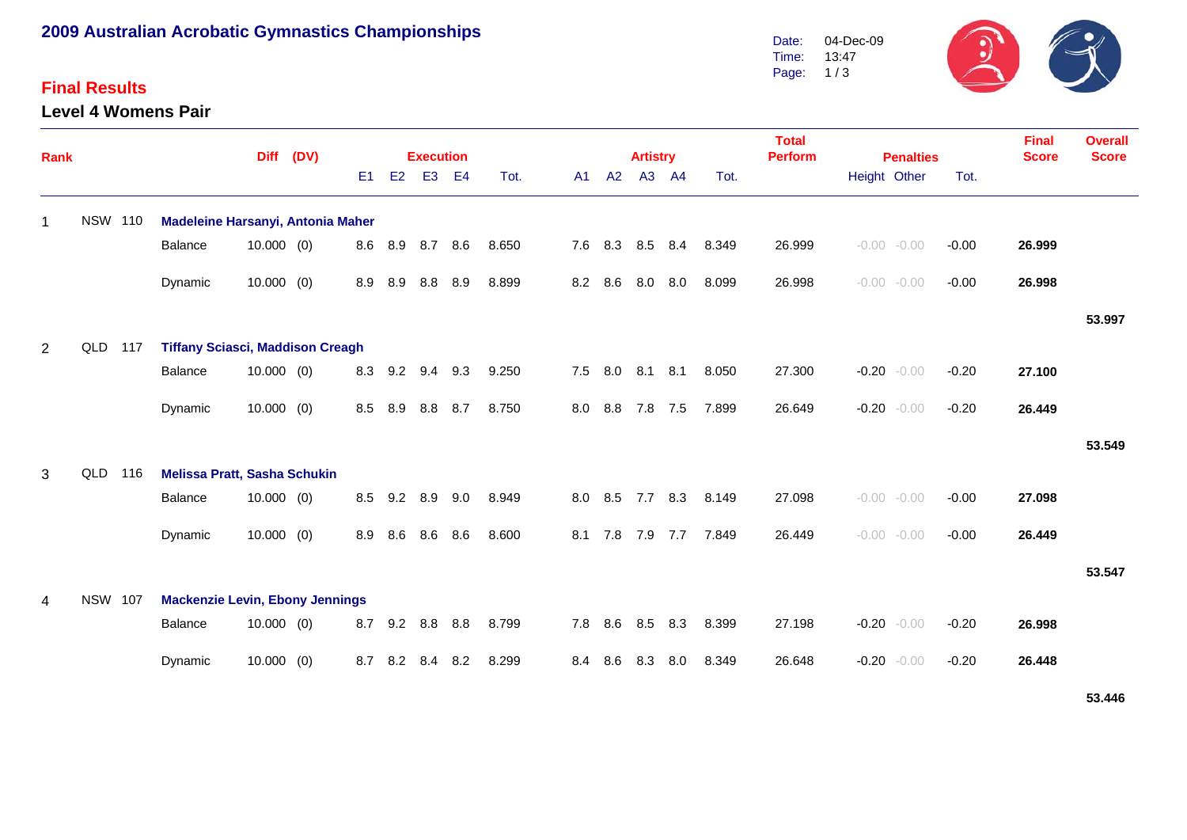# 2009 Australian Acrobatic Gymnastics Championships

Date: 04-Dec-09
Time: 13:47

## Final Results

### Level 4 Womens Pair

| Rank | | | | Diff | (DV) | Execution | | | | | Artistry | | | | | Total Perform | Penalties | | | Final Score | Overall Score |
|---|---|---|---|---|---|---|---|---|---|---|---|---|---|---|---|---|---|---|---|---|---|
| | | | | | | E1 | E2 | E3 | E4 | Tot. | A1 | A2 | A3 | A4 | Tot. | | Height | Other | Tot. | | |
| 1 | NSW | 110 | **Madeleine Harsanyi, Antonia Maher** | | | | | | | | | | | | | | | | | | |
| | | | Balance | 10.000 | (0) | 8.6 | 8.9 | 8.7 | 8.6 | 8.650 | 7.6 | 8.3 | 8.5 | 8.4 | 8.349 | 26.999 | -0.00 | -0.00 | -0.00 | **26.999** | |
| | | | Dynamic | 10.000 | (0) | 8.9 | 8.9 | 8.8 | 8.9 | 8.899 | 8.2 | 8.6 | 8.0 | 8.0 | 8.099 | 26.998 | -0.00 | -0.00 | -0.00 | **26.998** | |
| | | | | | | | | | | | | | | | | | | | | | **53.997** |
| 2 | QLD | 117 | **Tiffany Sciasci, Maddison Creagh** | | | | | | | | | | | | | | | | | | |
| | | | Balance | 10.000 | (0) | 8.3 | 9.2 | 9.4 | 9.3 | 9.250 | 7.5 | 8.0 | 8.1 | 8.1 | 8.050 | 27.300 | -0.20 | -0.00 | -0.20 | **27.100** | |
| | | | Dynamic | 10.000 | (0) | 8.5 | 8.9 | 8.8 | 8.7 | 8.750 | 8.0 | 8.8 | 7.8 | 7.5 | 7.899 | 26.649 | -0.20 | -0.00 | -0.20 | **26.449** | |
| | | | | | | | | | | | | | | | | | | | | | **53.549** |
| 3 | QLD | 116 | **Melissa Pratt, Sasha Schukin** | | | | | | | | | | | | | | | | | | |
| | | | Balance | 10.000 | (0) | 8.5 | 9.2 | 8.9 | 9.0 | 8.949 | 8.0 | 8.5 | 7.7 | 8.3 | 8.149 | 27.098 | -0.00 | -0.00 | -0.00 | **27.098** | |
| | | | Dynamic | 10.000 | (0) | 8.9 | 8.6 | 8.6 | 8.6 | 8.600 | 8.1 | 7.8 | 7.9 | 7.7 | 7.849 | 26.449 | -0.00 | -0.00 | -0.00 | **26.449** | |
| | | | | | | | | | | | | | | | | | | | | | **53.547** |
| 4 | NSW | 107 | **Mackenzie Levin, Ebony Jennings** | | | | | | | | | | | | | | | | | | |
| | | | Balance | 10.000 | (0) | 8.7 | 9.2 | 8.8 | 8.8 | 8.799 | 7.8 | 8.6 | 8.5 | 8.3 | 8.399 | 27.198 | -0.20 | -0.00 | -0.20 | **26.998** | |
| | | | Dynamic | 10.000 | (0) | 8.7 | 8.2 | 8.4 | 8.2 | 8.299 | 8.4 | 8.6 | 8.3 | 8.0 | 8.349 | 26.648 | -0.20 | -0.00 | -0.20 | **26.448** | |
| | | | | | | | | | | | | | | | | | | | | | **53.446** |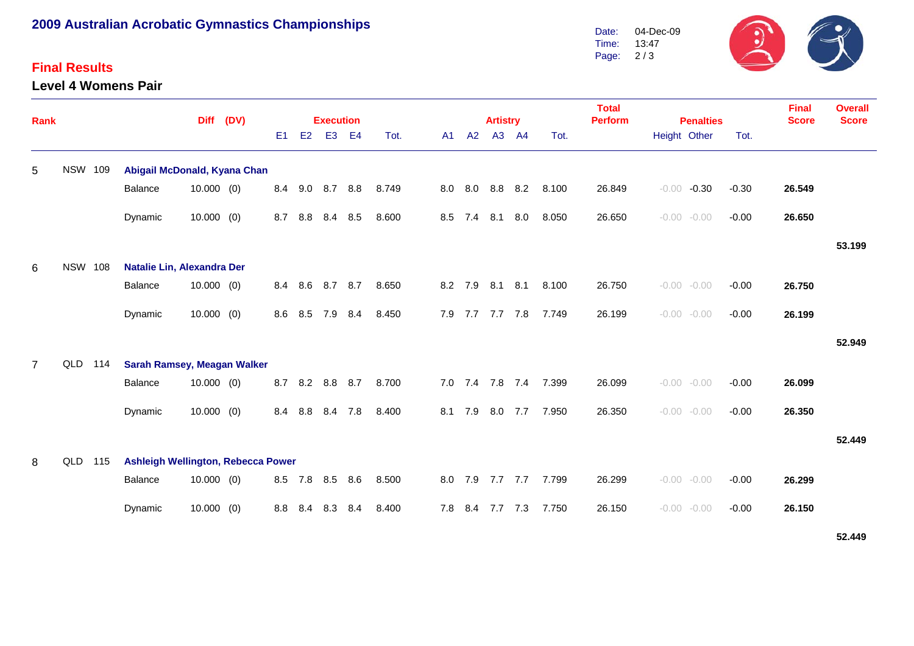# 2009 Australian Acrobatic Gymnastics Championships

## Final Results

### Level 4 Womens Pair

Date: 04-Dec-09
Time: 13:47
Page: 2 / 3

| Rank | | | | Diff | (DV) | Execution E1 | E2 | E3 | E4 | Tot. | Artistry A1 | A2 | A3 | A4 | Tot. | Total Perform | Penalties Height | Other | Tot. | Final Score | Overall Score |
|---|---|---|---|---|---|---|---|---|---|---|---|---|---|---|---|---|---|---|---|---|---|
| 5 | NSW | 109 | **Abigail McDonald, Kyana Chan** | | | | | | | | | | | | | | | | | | |
| | | | Balance | 10.000 | (0) | 8.4 | 9.0 | 8.7 | 8.8 | 8.749 | 8.0 | 8.0 | 8.8 | 8.2 | 8.100 | 26.849 | -0.00 | -0.30 | -0.30 | **26.549** | |
| | | | Dynamic | 10.000 | (0) | 8.7 | 8.8 | 8.4 | 8.5 | 8.600 | 8.5 | 7.4 | 8.1 | 8.0 | 8.050 | 26.650 | -0.00 | -0.00 | -0.00 | **26.650** | |
| | | | | | | | | | | | | | | | | | | | | | **53.199** |
| 6 | NSW | 108 | **Natalie Lin, Alexandra Der** | | | | | | | | | | | | | | | | | | |
| | | | Balance | 10.000 | (0) | 8.4 | 8.6 | 8.7 | 8.7 | 8.650 | 8.2 | 7.9 | 8.1 | 8.1 | 8.100 | 26.750 | -0.00 | -0.00 | -0.00 | **26.750** | |
| | | | Dynamic | 10.000 | (0) | 8.6 | 8.5 | 7.9 | 8.4 | 8.450 | 7.9 | 7.7 | 7.7 | 7.8 | 7.749 | 26.199 | -0.00 | -0.00 | -0.00 | **26.199** | |
| | | | | | | | | | | | | | | | | | | | | | **52.949** |
| 7 | QLD | 114 | **Sarah Ramsey, Meagan Walker** | | | | | | | | | | | | | | | | | | |
| | | | Balance | 10.000 | (0) | 8.7 | 8.2 | 8.8 | 8.7 | 8.700 | 7.0 | 7.4 | 7.8 | 7.4 | 7.399 | 26.099 | -0.00 | -0.00 | -0.00 | **26.099** | |
| | | | Dynamic | 10.000 | (0) | 8.4 | 8.8 | 8.4 | 7.8 | 8.400 | 8.1 | 7.9 | 8.0 | 7.7 | 7.950 | 26.350 | -0.00 | -0.00 | -0.00 | **26.350** | |
| | | | | | | | | | | | | | | | | | | | | | **52.449** |
| 8 | QLD | 115 | **Ashleigh Wellington, Rebecca Power** | | | | | | | | | | | | | | | | | | |
| | | | Balance | 10.000 | (0) | 8.5 | 7.8 | 8.5 | 8.6 | 8.500 | 8.0 | 7.9 | 7.7 | 7.7 | 7.799 | 26.299 | -0.00 | -0.00 | -0.00 | **26.299** | |
| | | | Dynamic | 10.000 | (0) | 8.8 | 8.4 | 8.3 | 8.4 | 8.400 | 7.8 | 8.4 | 7.7 | 7.3 | 7.750 | 26.150 | -0.00 | -0.00 | -0.00 | **26.150** | |
| | | | | | | | | | | | | | | | | | | | | | **52.449** |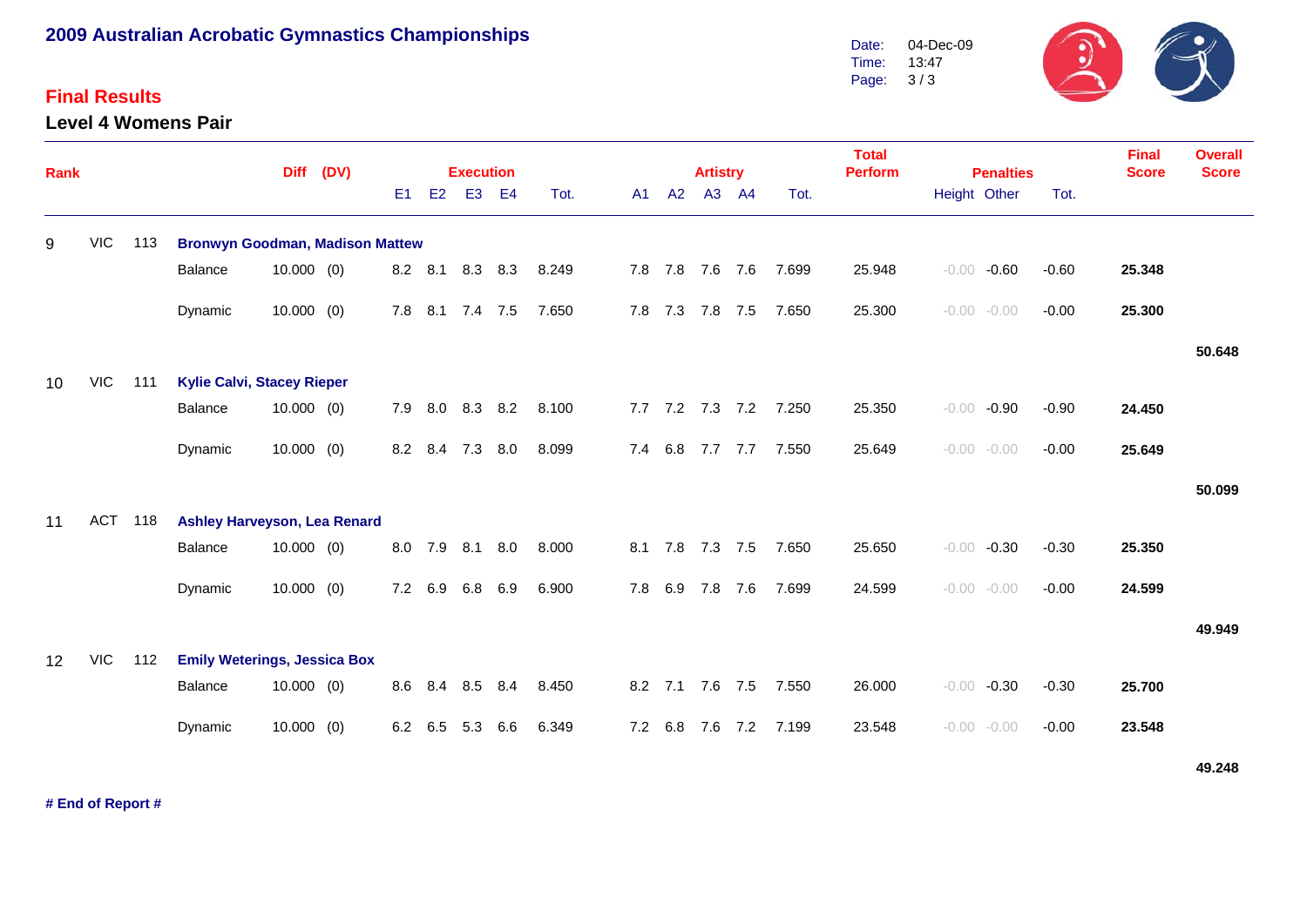# 2009 Australian Acrobatic Gymnastics Championships

Date: 04-Dec-09
Time: 13:47

## Final Results

### Level 4 Womens Pair

| Rank | | | | Diff | (DV) | Execution E1 | E2 | E3 | E4 | Tot. | Artistry A1 | A2 | A3 | A4 | Tot. | Total Perform | Penalties Height | Other | Tot. | Final Score | Overall Score |
|---|---|---|---|---|---|---|---|---|---|---|---|---|---|---|---|---|---|---|---|---|---|
| 9 | VIC | 113 | **Bronwyn Goodman, Madison Mattew** | | | | | | | | | | | | | | | | | | |
| | | | Balance | 10.000 | (0) | 8.2 | 8.1 | 8.3 | 8.3 | 8.249 | 7.8 | 7.8 | 7.6 | 7.6 | 7.699 | 25.948 | -0.00 | -0.60 | -0.60 | **25.348** | |
| | | | Dynamic | 10.000 | (0) | 7.8 | 8.1 | 7.4 | 7.5 | 7.650 | 7.8 | 7.3 | 7.8 | 7.5 | 7.650 | 25.300 | -0.00 | -0.00 | -0.00 | **25.300** | |
| | | | | | | | | | | | | | | | | | | | | | **50.648** |
| 10 | VIC | 111 | **Kylie Calvi, Stacey Rieper** | | | | | | | | | | | | | | | | | | |
| | | | Balance | 10.000 | (0) | 7.9 | 8.0 | 8.3 | 8.2 | 8.100 | 7.7 | 7.2 | 7.3 | 7.2 | 7.250 | 25.350 | -0.00 | -0.90 | -0.90 | **24.450** | |
| | | | Dynamic | 10.000 | (0) | 8.2 | 8.4 | 7.3 | 8.0 | 8.099 | 7.4 | 6.8 | 7.7 | 7.7 | 7.550 | 25.649 | -0.00 | -0.00 | -0.00 | **25.649** | |
| | | | | | | | | | | | | | | | | | | | | | **50.099** |
| 11 | ACT | 118 | **Ashley Harveyson, Lea Renard** | | | | | | | | | | | | | | | | | | |
| | | | Balance | 10.000 | (0) | 8.0 | 7.9 | 8.1 | 8.0 | 8.000 | 8.1 | 7.8 | 7.3 | 7.5 | 7.650 | 25.650 | -0.00 | -0.30 | -0.30 | **25.350** | |
| | | | Dynamic | 10.000 | (0) | 7.2 | 6.9 | 6.8 | 6.9 | 6.900 | 7.8 | 6.9 | 7.8 | 7.6 | 7.699 | 24.599 | -0.00 | -0.00 | -0.00 | **24.599** | |
| | | | | | | | | | | | | | | | | | | | | | **49.949** |
| 12 | VIC | 112 | **Emily Weterings, Jessica Box** | | | | | | | | | | | | | | | | | | |
| | | | Balance | 10.000 | (0) | 8.6 | 8.4 | 8.5 | 8.4 | 8.450 | 8.2 | 7.1 | 7.6 | 7.5 | 7.550 | 26.000 | -0.00 | -0.30 | -0.30 | **25.700** | |
| | | | Dynamic | 10.000 | (0) | 6.2 | 6.5 | 5.3 | 6.6 | 6.349 | 7.2 | 6.8 | 7.6 | 7.2 | 7.199 | 23.548 | -0.00 | -0.00 | -0.00 | **23.548** | |
| | | | | | | | | | | | | | | | | | | | | | **49.248** |

**# End of Report #**